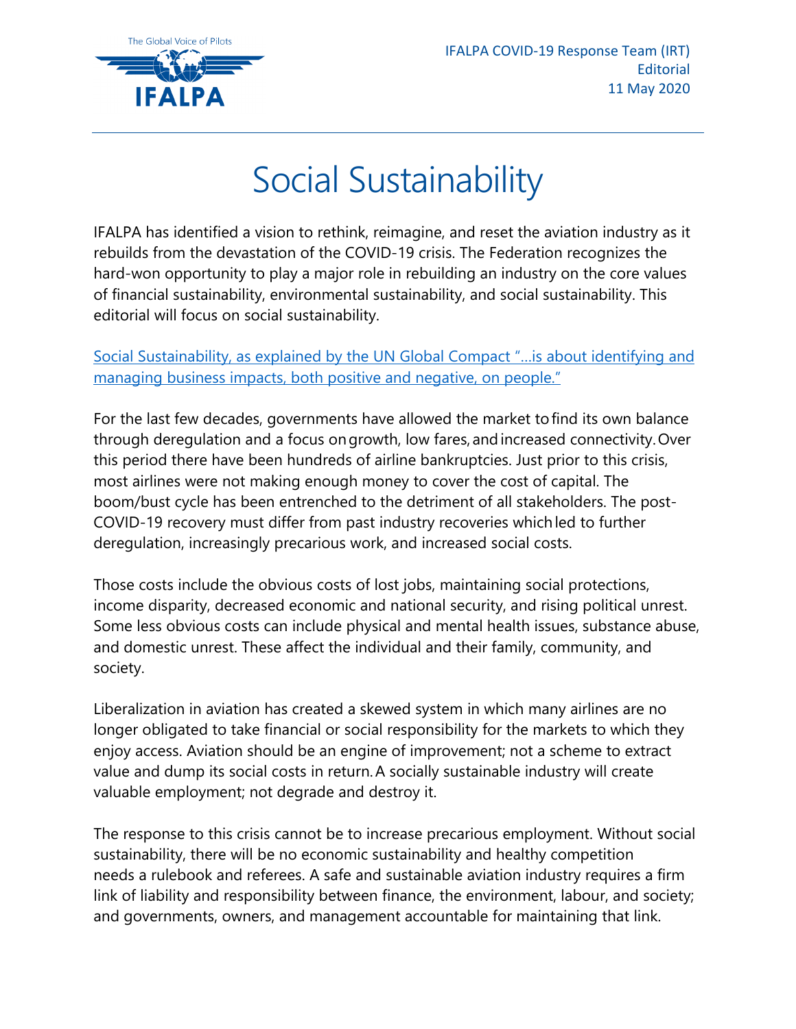IFALPA COVID-19 Response Team (IRT)
Editorial
11 May 2020

# Social Sustainability

IFALPA has identified a vision to rethink, reimagine, and reset the aviation industry as it rebuilds from the devastation of the COVID-19 crisis. The Federation recognizes the hard-won opportunity to play a major role in rebuilding an industry on the core values of financial sustainability, environmental sustainability, and social sustainability. This editorial will focus on social sustainability.

Social Sustainability, as explained by the UN Global Compact "…is about identifying and managing business impacts, both positive and negative, on people."

For the last few decades, governments have allowed the market to find its own balance through deregulation and a focus on growth, low fares, and increased connectivity. Over this period there have been hundreds of airline bankruptcies. Just prior to this crisis, most airlines were not making enough money to cover the cost of capital. The boom/bust cycle has been entrenched to the detriment of all stakeholders. The post-COVID-19 recovery must differ from past industry recoveries which led to further deregulation, increasingly precarious work, and increased social costs.

Those costs include the obvious costs of lost jobs, maintaining social protections, income disparity, decreased economic and national security, and rising political unrest. Some less obvious costs can include physical and mental health issues, substance abuse, and domestic unrest. These affect the individual and their family, community, and society.

Liberalization in aviation has created a skewed system in which many airlines are no longer obligated to take financial or social responsibility for the markets to which they enjoy access. Aviation should be an engine of improvement; not a scheme to extract value and dump its social costs in return. A socially sustainable industry will create valuable employment; not degrade and destroy it.

The response to this crisis cannot be to increase precarious employment. Without social sustainability, there will be no economic sustainability and healthy competition needs a rulebook and referees. A safe and sustainable aviation industry requires a firm link of liability and responsibility between finance, the environment, labour, and society; and governments, owners, and management accountable for maintaining that link.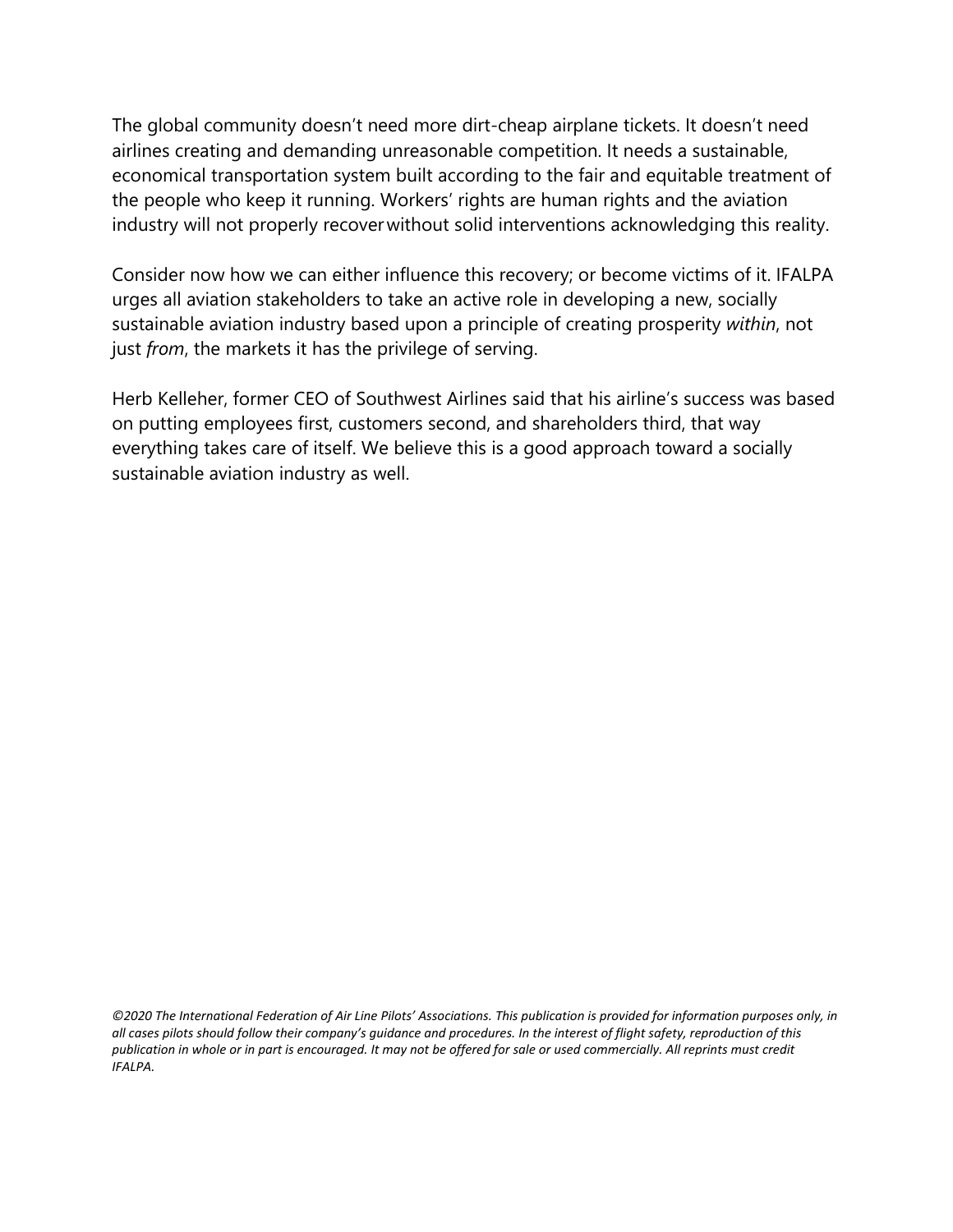The global community doesn't need more dirt-cheap airplane tickets. It doesn't need airlines creating and demanding unreasonable competition. It needs a sustainable, economical transportation system built according to the fair and equitable treatment of the people who keep it running. Workers' rights are human rights and the aviation industry will not properly recover without solid interventions acknowledging this reality.

Consider now how we can either influence this recovery; or become victims of it. IFALPA urges all aviation stakeholders to take an active role in developing a new, socially sustainable aviation industry based upon a principle of creating prosperity *within*, not just *from*, the markets it has the privilege of serving.

Herb Kelleher, former CEO of Southwest Airlines said that his airline's success was based on putting employees first, customers second, and shareholders third, that way everything takes care of itself. We believe this is a good approach toward a socially sustainable aviation industry as well.

*©2020 The International Federation of Air Line Pilots' Associations. This publication is provided for information purposes only, in all cases pilots should follow their company's guidance and procedures. In the interest of flight safety, reproduction of this publication in whole or in part is encouraged. It may not be offered for sale or used commercially. All reprints must credit IFALPA.*